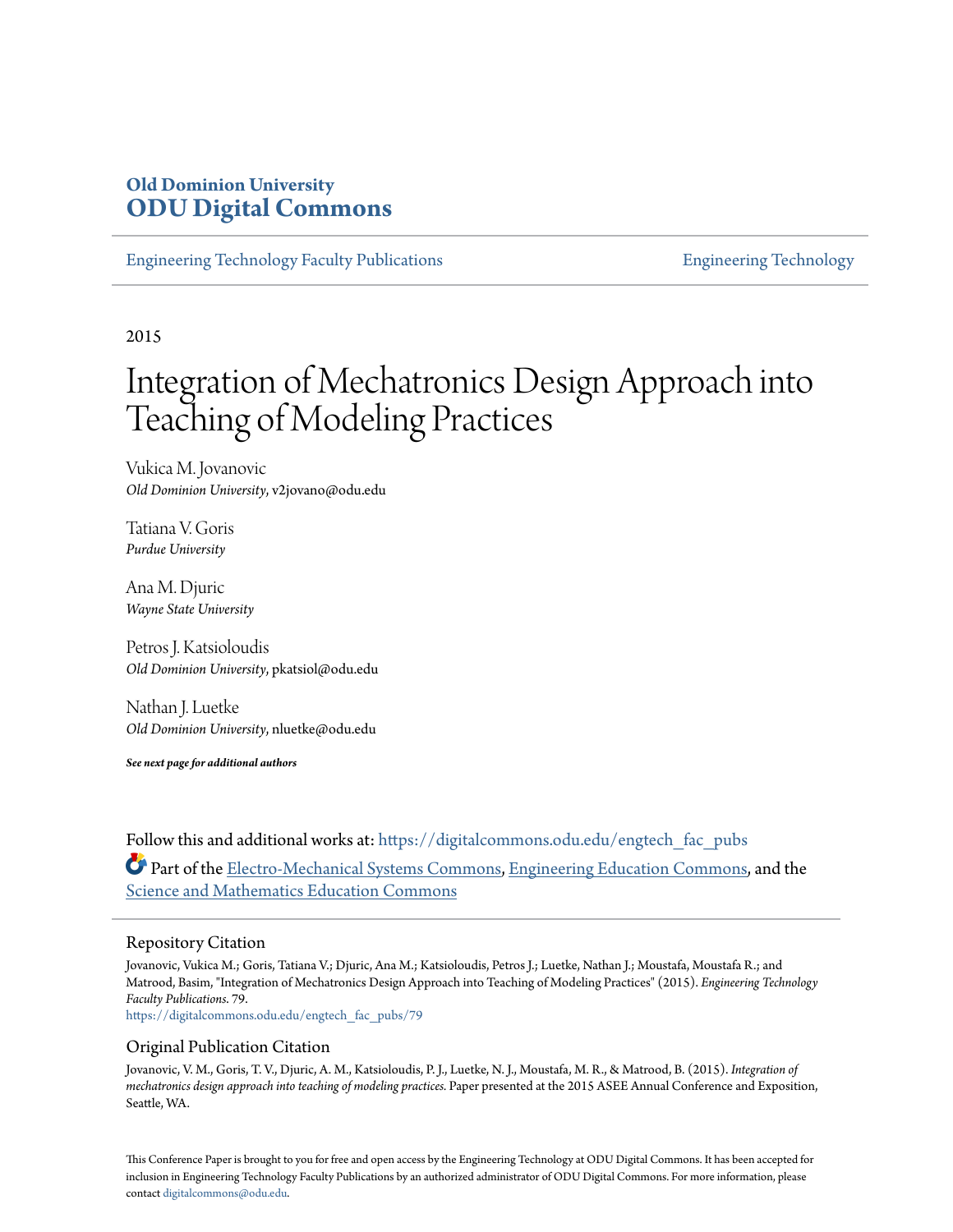**Old Dominion University**
**ODU Digital Commons**

Engineering Technology Faculty Publications | Engineering Technology

2015

# Integration of Mechatronics Design Approach into Teaching of Modeling Practices

Vukica M. Jovanovic
*Old Dominion University*, v2jovano@odu.edu

Tatiana V. Goris
*Purdue University*

Ana M. Djuric
*Wayne State University*

Petros J. Katsioloudis
*Old Dominion University*, pkatsiol@odu.edu

Nathan J. Luetke
*Old Dominion University*, nluetke@odu.edu

***See next page for additional authors***

Follow this and additional works at: https://digitalcommons.odu.edu/engtech_fac_pubs

Part of the Electro-Mechanical Systems Commons, Engineering Education Commons, and the Science and Mathematics Education Commons

## Repository Citation

Jovanovic, Vukica M.; Goris, Tatiana V.; Djuric, Ana M.; Katsioloudis, Petros J.; Luetke, Nathan J.; Moustafa, Moustafa R.; and Matrood, Basim, "Integration of Mechatronics Design Approach into Teaching of Modeling Practices" (2015). *Engineering Technology Faculty Publications*. 79.
https://digitalcommons.odu.edu/engtech_fac_pubs/79

## Original Publication Citation

Jovanovic, V. M., Goris, T. V., Djuric, A. M., Katsioloudis, P. J., Luetke, N. J., Moustafa, M. R., & Matrood, B. (2015). *Integration of mechatronics design approach into teaching of modeling practices.* Paper presented at the 2015 ASEE Annual Conference and Exposition, Seattle, WA.

This Conference Paper is brought to you for free and open access by the Engineering Technology at ODU Digital Commons. It has been accepted for inclusion in Engineering Technology Faculty Publications by an authorized administrator of ODU Digital Commons. For more information, please contact digitalcommons@odu.edu.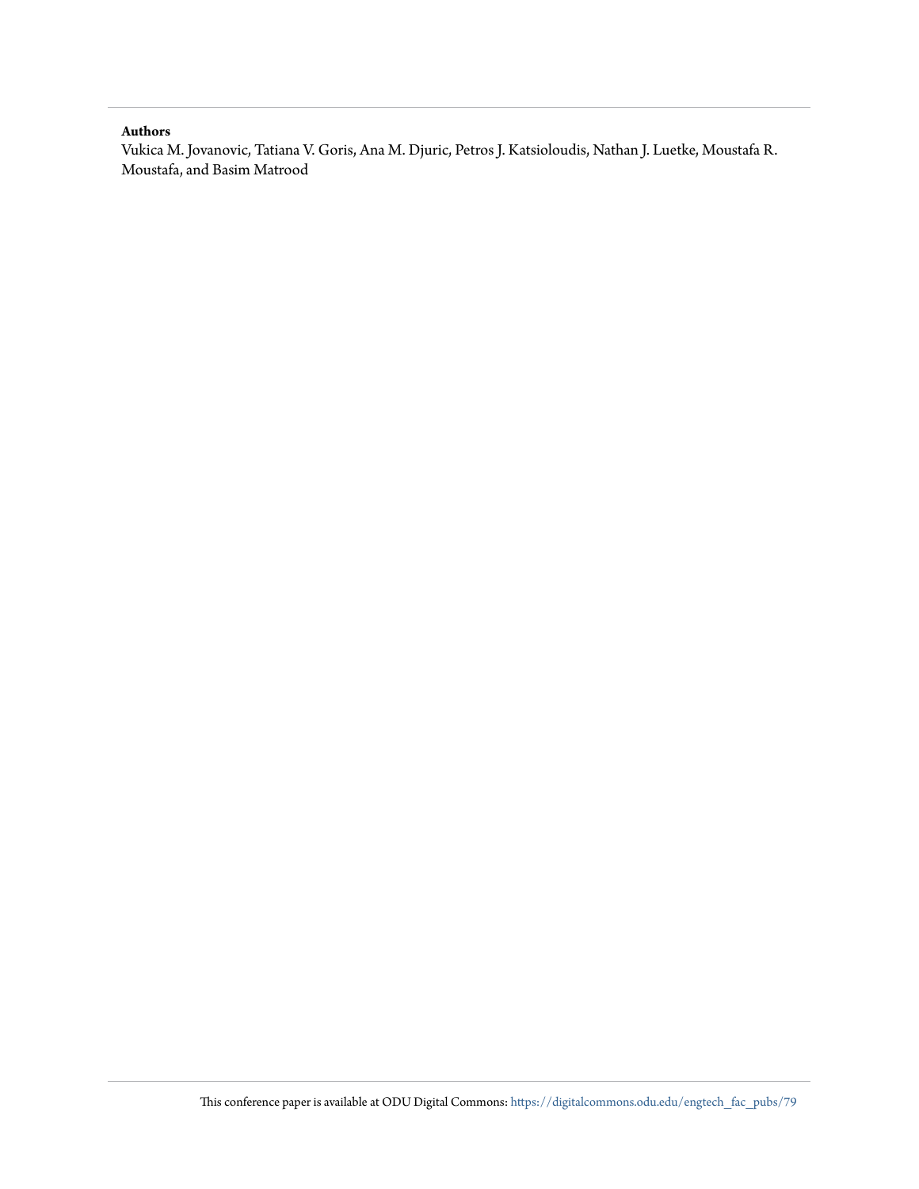**Authors**

Vukica M. Jovanovic, Tatiana V. Goris, Ana M. Djuric, Petros J. Katsioloudis, Nathan J. Luetke, Moustafa R. Moustafa, and Basim Matrood

This conference paper is available at ODU Digital Commons: https://digitalcommons.odu.edu/engtech_fac_pubs/79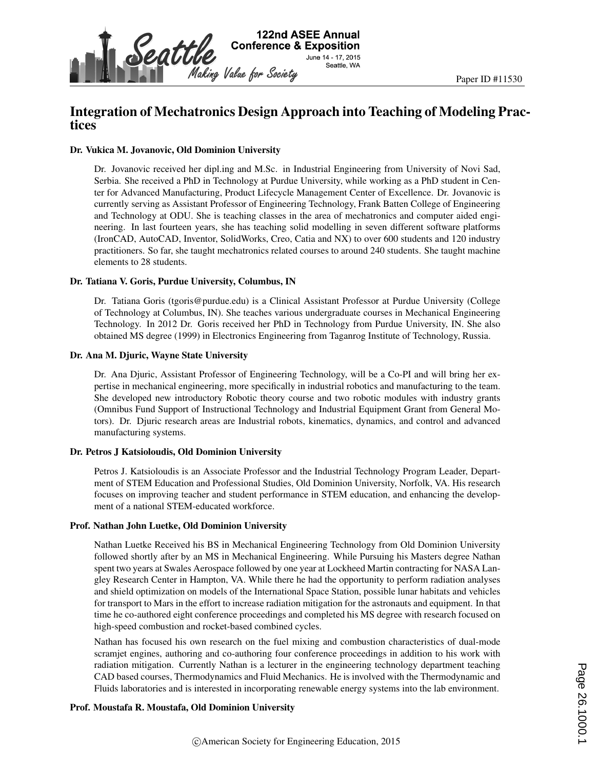Paper ID #11530

# Integration of Mechatronics Design Approach into Teaching of Modeling Practices

### Dr. Vukica M. Jovanovic, Old Dominion University

Dr. Jovanovic received her dipl.ing and M.Sc. in Industrial Engineering from University of Novi Sad, Serbia. She received a PhD in Technology at Purdue University, while working as a PhD student in Center for Advanced Manufacturing, Product Lifecycle Management Center of Excellence. Dr. Jovanovic is currently serving as Assistant Professor of Engineering Technology, Frank Batten College of Engineering and Technology at ODU. She is teaching classes in the area of mechatronics and computer aided engineering. In last fourteen years, she has teaching solid modelling in seven different software platforms (IronCAD, AutoCAD, Inventor, SolidWorks, Creo, Catia and NX) to over 600 students and 120 industry practitioners. So far, she taught mechatronics related courses to around 240 students. She taught machine elements to 28 students.

### Dr. Tatiana V. Goris, Purdue University, Columbus, IN

Dr. Tatiana Goris (tgoris@purdue.edu) is a Clinical Assistant Professor at Purdue University (College of Technology at Columbus, IN). She teaches various undergraduate courses in Mechanical Engineering Technology. In 2012 Dr. Goris received her PhD in Technology from Purdue University, IN. She also obtained MS degree (1999) in Electronics Engineering from Taganrog Institute of Technology, Russia.

### Dr. Ana M. Djuric, Wayne State University

Dr. Ana Djuric, Assistant Professor of Engineering Technology, will be a Co-PI and will bring her expertise in mechanical engineering, more specifically in industrial robotics and manufacturing to the team. She developed new introductory Robotic theory course and two robotic modules with industry grants (Omnibus Fund Support of Instructional Technology and Industrial Equipment Grant from General Motors). Dr. Djuric research areas are Industrial robots, kinematics, dynamics, and control and advanced manufacturing systems.

### Dr. Petros J Katsioloudis, Old Dominion University

Petros J. Katsioloudis is an Associate Professor and the Industrial Technology Program Leader, Department of STEM Education and Professional Studies, Old Dominion University, Norfolk, VA. His research focuses on improving teacher and student performance in STEM education, and enhancing the development of a national STEM-educated workforce.

### Prof. Nathan John Luetke, Old Dominion University

Nathan Luetke Received his BS in Mechanical Engineering Technology from Old Dominion University followed shortly after by an MS in Mechanical Engineering. While Pursuing his Masters degree Nathan spent two years at Swales Aerospace followed by one year at Lockheed Martin contracting for NASA Langley Research Center in Hampton, VA. While there he had the opportunity to perform radiation analyses and shield optimization on models of the International Space Station, possible lunar habitats and vehicles for transport to Mars in the effort to increase radiation mitigation for the astronauts and equipment. In that time he co-authored eight conference proceedings and completed his MS degree with research focused on high-speed combustion and rocket-based combined cycles.

Nathan has focused his own research on the fuel mixing and combustion characteristics of dual-mode scramjet engines, authoring and co-authoring four conference proceedings in addition to his work with radiation mitigation. Currently Nathan is a lecturer in the engineering technology department teaching CAD based courses, Thermodynamics and Fluid Mechanics. He is involved with the Thermodynamic and Fluids laboratories and is interested in incorporating renewable energy systems into the lab environment.

### Prof. Moustafa R. Moustafa, Old Dominion University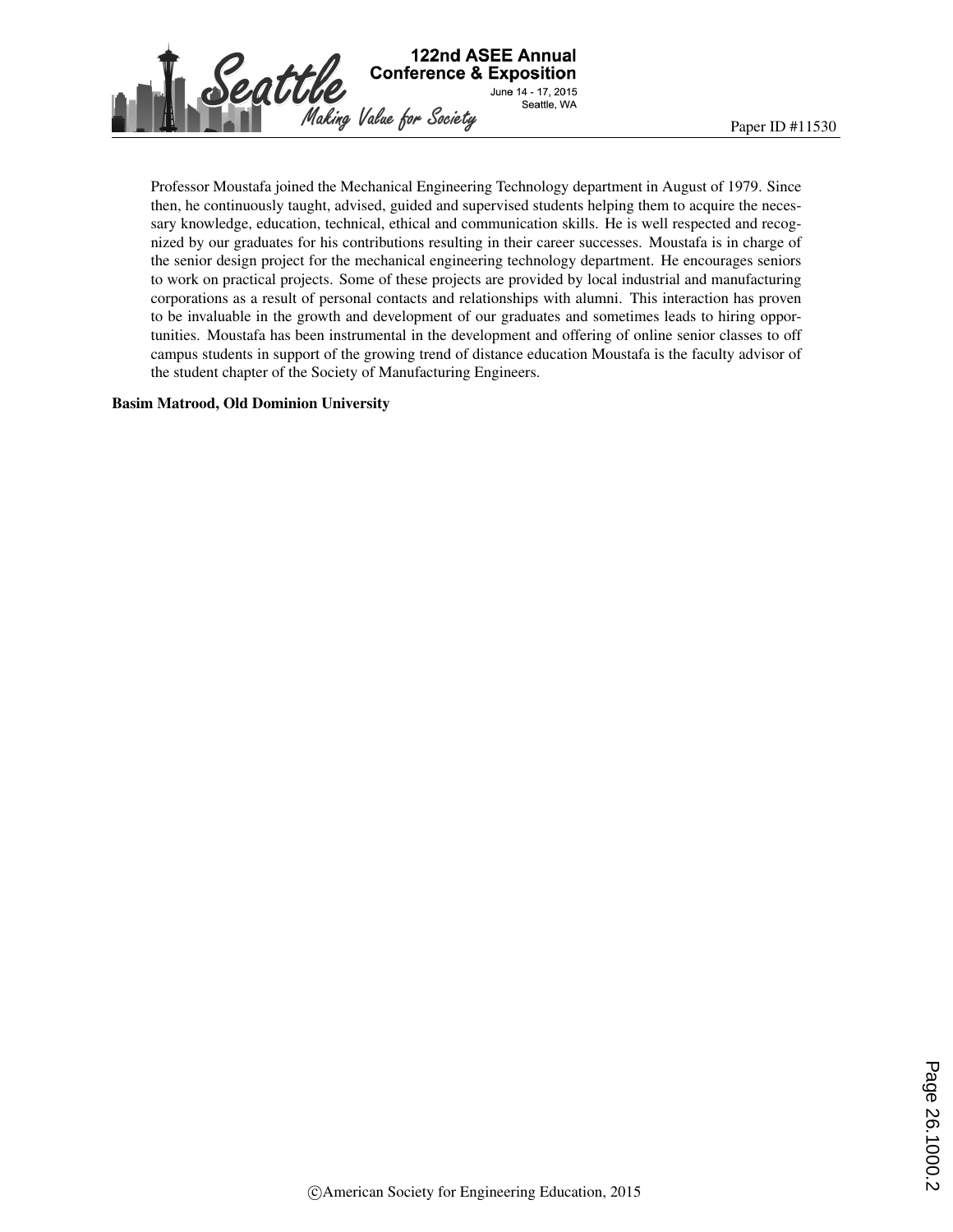Professor Moustafa joined the Mechanical Engineering Technology department in August of 1979. Since then, he continuously taught, advised, guided and supervised students helping them to acquire the necessary knowledge, education, technical, ethical and communication skills. He is well respected and recognized by our graduates for his contributions resulting in their career successes. Moustafa is in charge of the senior design project for the mechanical engineering technology department. He encourages seniors to work on practical projects. Some of these projects are provided by local industrial and manufacturing corporations as a result of personal contacts and relationships with alumni. This interaction has proven to be invaluable in the growth and development of our graduates and sometimes leads to hiring opportunities. Moustafa has been instrumental in the development and offering of online senior classes to off campus students in support of the growing trend of distance education Moustafa is the faculty advisor of the student chapter of the Society of Manufacturing Engineers.

**Basim Matrood, Old Dominion University**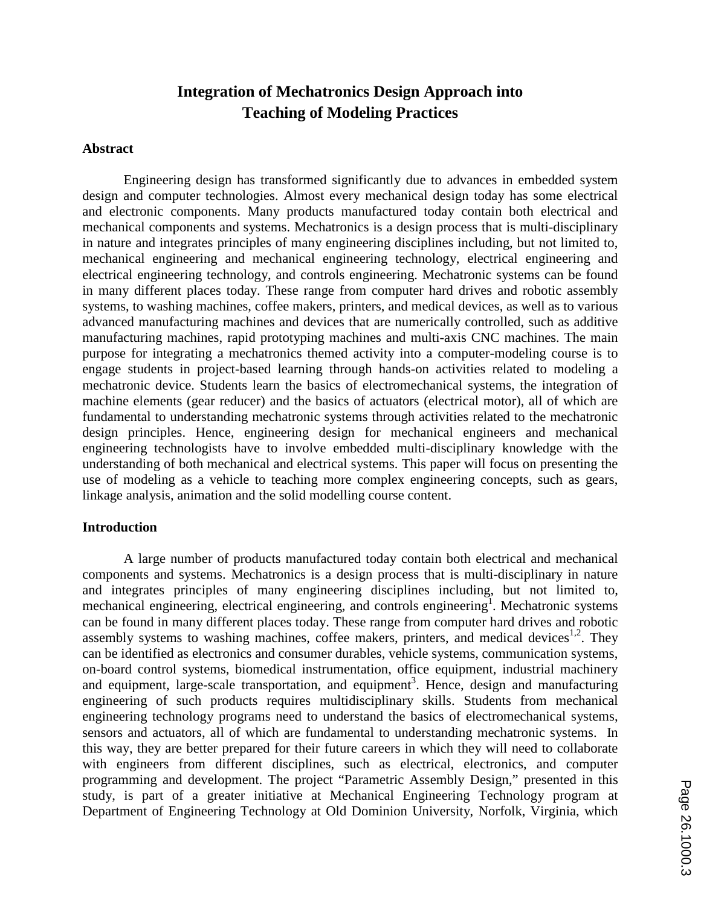# Integration of Mechatronics Design Approach into Teaching of Modeling Practices

## Abstract

Engineering design has transformed significantly due to advances in embedded system design and computer technologies. Almost every mechanical design today has some electrical and electronic components. Many products manufactured today contain both electrical and mechanical components and systems. Mechatronics is a design process that is multi-disciplinary in nature and integrates principles of many engineering disciplines including, but not limited to, mechanical engineering and mechanical engineering technology, electrical engineering and electrical engineering technology, and controls engineering. Mechatronic systems can be found in many different places today. These range from computer hard drives and robotic assembly systems, to washing machines, coffee makers, printers, and medical devices, as well as to various advanced manufacturing machines and devices that are numerically controlled, such as additive manufacturing machines, rapid prototyping machines and multi-axis CNC machines. The main purpose for integrating a mechatronics themed activity into a computer-modeling course is to engage students in project-based learning through hands-on activities related to modeling a mechatronic device. Students learn the basics of electromechanical systems, the integration of machine elements (gear reducer) and the basics of actuators (electrical motor), all of which are fundamental to understanding mechatronic systems through activities related to the mechatronic design principles. Hence, engineering design for mechanical engineers and mechanical engineering technologists have to involve embedded multi-disciplinary knowledge with the understanding of both mechanical and electrical systems. This paper will focus on presenting the use of modeling as a vehicle to teaching more complex engineering concepts, such as gears, linkage analysis, animation and the solid modelling course content.

## Introduction

A large number of products manufactured today contain both electrical and mechanical components and systems. Mechatronics is a design process that is multi-disciplinary in nature and integrates principles of many engineering disciplines including, but not limited to, mechanical engineering, electrical engineering, and controls engineering[1]. Mechatronic systems can be found in many different places today. These range from computer hard drives and robotic assembly systems to washing machines, coffee makers, printers, and medical devices[1,2]. They can be identified as electronics and consumer durables, vehicle systems, communication systems, on-board control systems, biomedical instrumentation, office equipment, industrial machinery and equipment, large-scale transportation, and equipment[3]. Hence, design and manufacturing engineering of such products requires multidisciplinary skills. Students from mechanical engineering technology programs need to understand the basics of electromechanical systems, sensors and actuators, all of which are fundamental to understanding mechatronic systems. In this way, they are better prepared for their future careers in which they will need to collaborate with engineers from different disciplines, such as electrical, electronics, and computer programming and development. The project "Parametric Assembly Design," presented in this study, is part of a greater initiative at Mechanical Engineering Technology program at Department of Engineering Technology at Old Dominion University, Norfolk, Virginia, which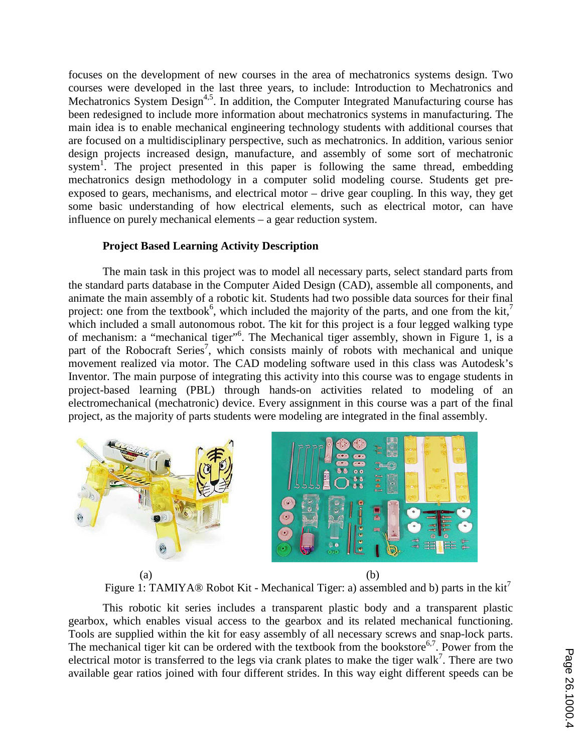focuses on the development of new courses in the area of mechatronics systems design. Two courses were developed in the last three years, to include: Introduction to Mechatronics and Mechatronics System Design[4,5]. In addition, the Computer Integrated Manufacturing course has been redesigned to include more information about mechatronics systems in manufacturing. The main idea is to enable mechanical engineering technology students with additional courses that are focused on a multidisciplinary perspective, such as mechatronics. In addition, various senior design projects increased design, manufacture, and assembly of some sort of mechatronic system[1]. The project presented in this paper is following the same thread, embedding mechatronics design methodology in a computer solid modeling course. Students get pre-exposed to gears, mechanisms, and electrical motor – drive gear coupling. In this way, they get some basic understanding of how electrical elements, such as electrical motor, can have influence on purely mechanical elements – a gear reduction system.

### Project Based Learning Activity Description

The main task in this project was to model all necessary parts, select standard parts from the standard parts database in the Computer Aided Design (CAD), assemble all components, and animate the main assembly of a robotic kit. Students had two possible data sources for their final project: one from the textbook[6], which included the majority of the parts, and one from the kit,[7] which included a small autonomous robot. The kit for this project is a four legged walking type of mechanism: a "mechanical tiger"[6]. The Mechanical tiger assembly, shown in Figure 1, is a part of the Robocraft Series[7], which consists mainly of robots with mechanical and unique movement realized via motor. The CAD modeling software used in this class was Autodesk's Inventor. The main purpose of integrating this activity into this course was to engage students in project-based learning (PBL) through hands-on activities related to modeling of an electromechanical (mechatronic) device. Every assignment in this course was a part of the final project, as the majority of parts students were modeling are integrated in the final assembly.

(a) (b)

Figure 1: TAMIYA® Robot Kit - Mechanical Tiger: a) assembled and b) parts in the kit[7]

This robotic kit series includes a transparent plastic body and a transparent plastic gearbox, which enables visual access to the gearbox and its related mechanical functioning. Tools are supplied within the kit for easy assembly of all necessary screws and snap-lock parts. The mechanical tiger kit can be ordered with the textbook from the bookstore[6,7]. Power from the electrical motor is transferred to the legs via crank plates to make the tiger walk[7]. There are two available gear ratios joined with four different strides. In this way eight different speeds can be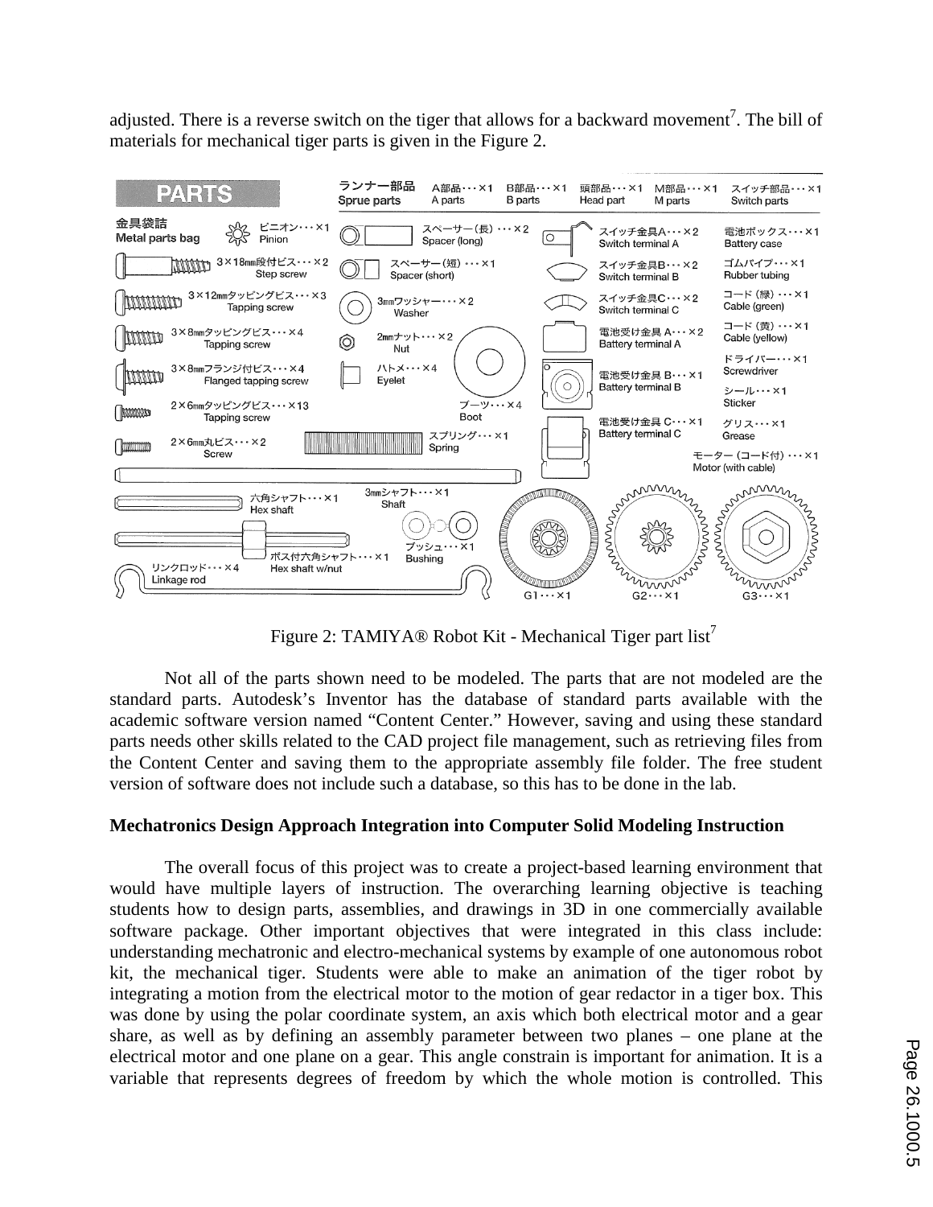adjusted. There is a reverse switch on the tiger that allows for a backward movement[7]. The bill of materials for mechanical tiger parts is given in the Figure 2.

Figure 2: TAMIYA® Robot Kit - Mechanical Tiger part list[7]

Not all of the parts shown need to be modeled. The parts that are not modeled are the standard parts. Autodesk's Inventor has the database of standard parts available with the academic software version named "Content Center." However, saving and using these standard parts needs other skills related to the CAD project file management, such as retrieving files from the Content Center and saving them to the appropriate assembly file folder. The free student version of software does not include such a database, so this has to be done in the lab.

**Mechatronics Design Approach Integration into Computer Solid Modeling Instruction**

The overall focus of this project was to create a project-based learning environment that would have multiple layers of instruction. The overarching learning objective is teaching students how to design parts, assemblies, and drawings in 3D in one commercially available software package. Other important objectives that were integrated in this class include: understanding mechatronic and electro-mechanical systems by example of one autonomous robot kit, the mechanical tiger. Students were able to make an animation of the tiger robot by integrating a motion from the electrical motor to the motion of gear redactor in a tiger box. This was done by using the polar coordinate system, an axis which both electrical motor and a gear share, as well as by defining an assembly parameter between two planes – one plane at the electrical motor and one plane on a gear. This angle constrain is important for animation. It is a variable that represents degrees of freedom by which the whole motion is controlled. This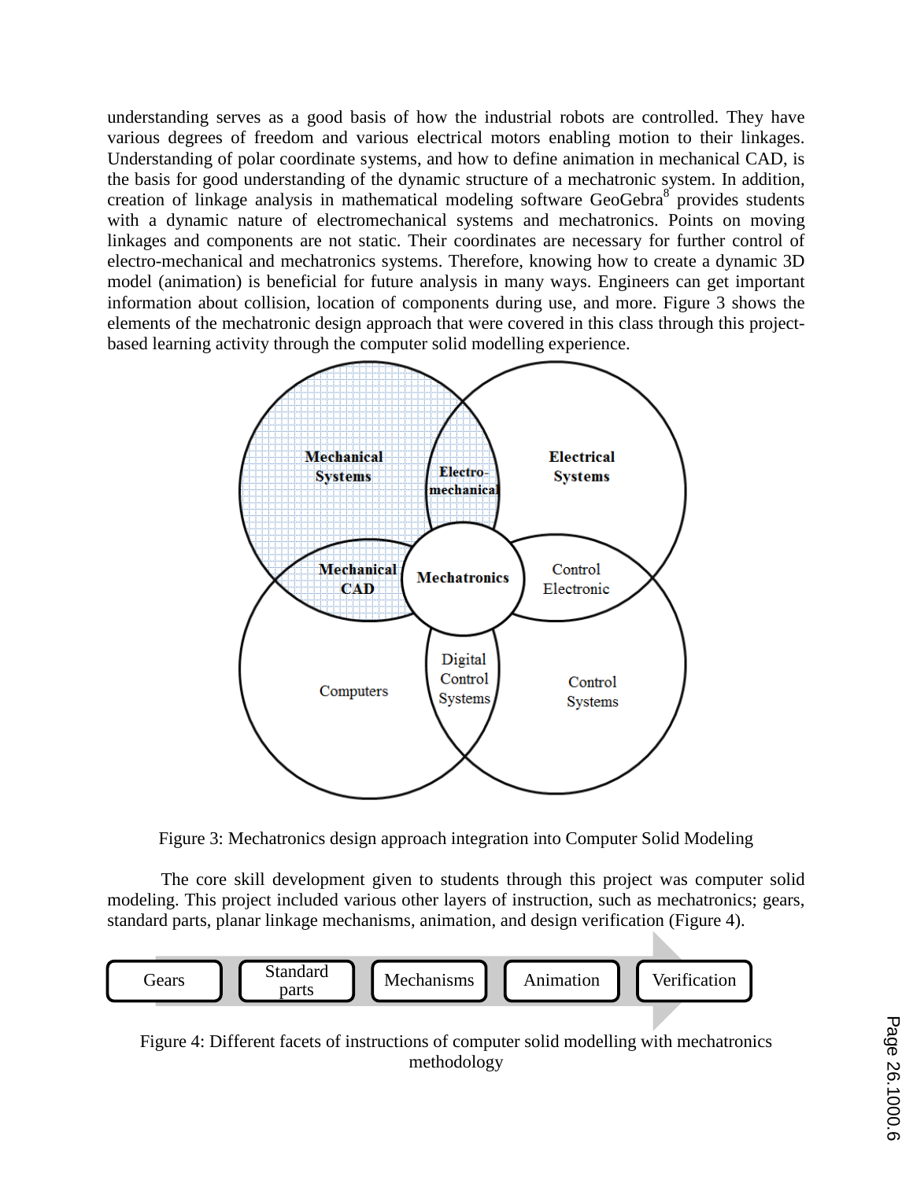understanding serves as a good basis of how the industrial robots are controlled. They have various degrees of freedom and various electrical motors enabling motion to their linkages. Understanding of polar coordinate systems, and how to define animation in mechanical CAD, is the basis for good understanding of the dynamic structure of a mechatronic system. In addition, creation of linkage analysis in mathematical modeling software GeoGebra[8] provides students with a dynamic nature of electromechanical systems and mechatronics. Points on moving linkages and components are not static. Their coordinates are necessary for further control of electro-mechanical and mechatronics systems. Therefore, knowing how to create a dynamic 3D model (animation) is beneficial for future analysis in many ways. Engineers can get important information about collision, location of components during use, and more. Figure 3 shows the elements of the mechatronic design approach that were covered in this class through this project-based learning activity through the computer solid modelling experience.

Figure 3: Mechatronics design approach integration into Computer Solid Modeling

The core skill development given to students through this project was computer solid modeling. This project included various other layers of instruction, such as mechatronics; gears, standard parts, planar linkage mechanisms, animation, and design verification (Figure 4).

Figure 4: Different facets of instructions of computer solid modelling with mechatronics methodology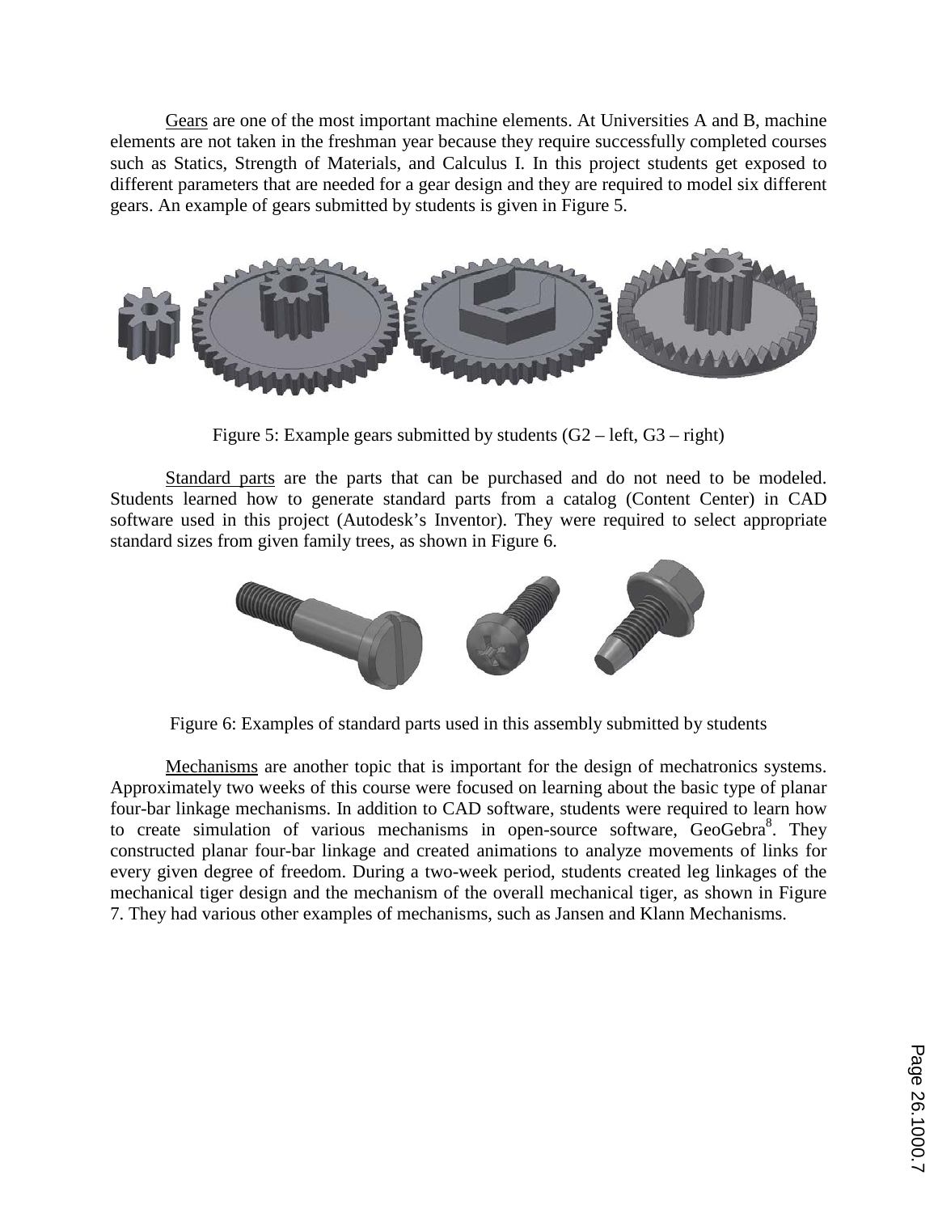Gears are one of the most important machine elements. At Universities A and B, machine elements are not taken in the freshman year because they require successfully completed courses such as Statics, Strength of Materials, and Calculus I. In this project students get exposed to different parameters that are needed for a gear design and they are required to model six different gears. An example of gears submitted by students is given in Figure 5.

Figure 5: Example gears submitted by students (G2 – left, G3 – right)

Standard parts are the parts that can be purchased and do not need to be modeled. Students learned how to generate standard parts from a catalog (Content Center) in CAD software used in this project (Autodesk's Inventor). They were required to select appropriate standard sizes from given family trees, as shown in Figure 6.

Figure 6: Examples of standard parts used in this assembly submitted by students

Mechanisms are another topic that is important for the design of mechatronics systems. Approximately two weeks of this course were focused on learning about the basic type of planar four-bar linkage mechanisms. In addition to CAD software, students were required to learn how to create simulation of various mechanisms in open-source software, GeoGebra[8]. They constructed planar four-bar linkage and created animations to analyze movements of links for every given degree of freedom. During a two-week period, students created leg linkages of the mechanical tiger design and the mechanism of the overall mechanical tiger, as shown in Figure 7. They had various other examples of mechanisms, such as Jansen and Klann Mechanisms.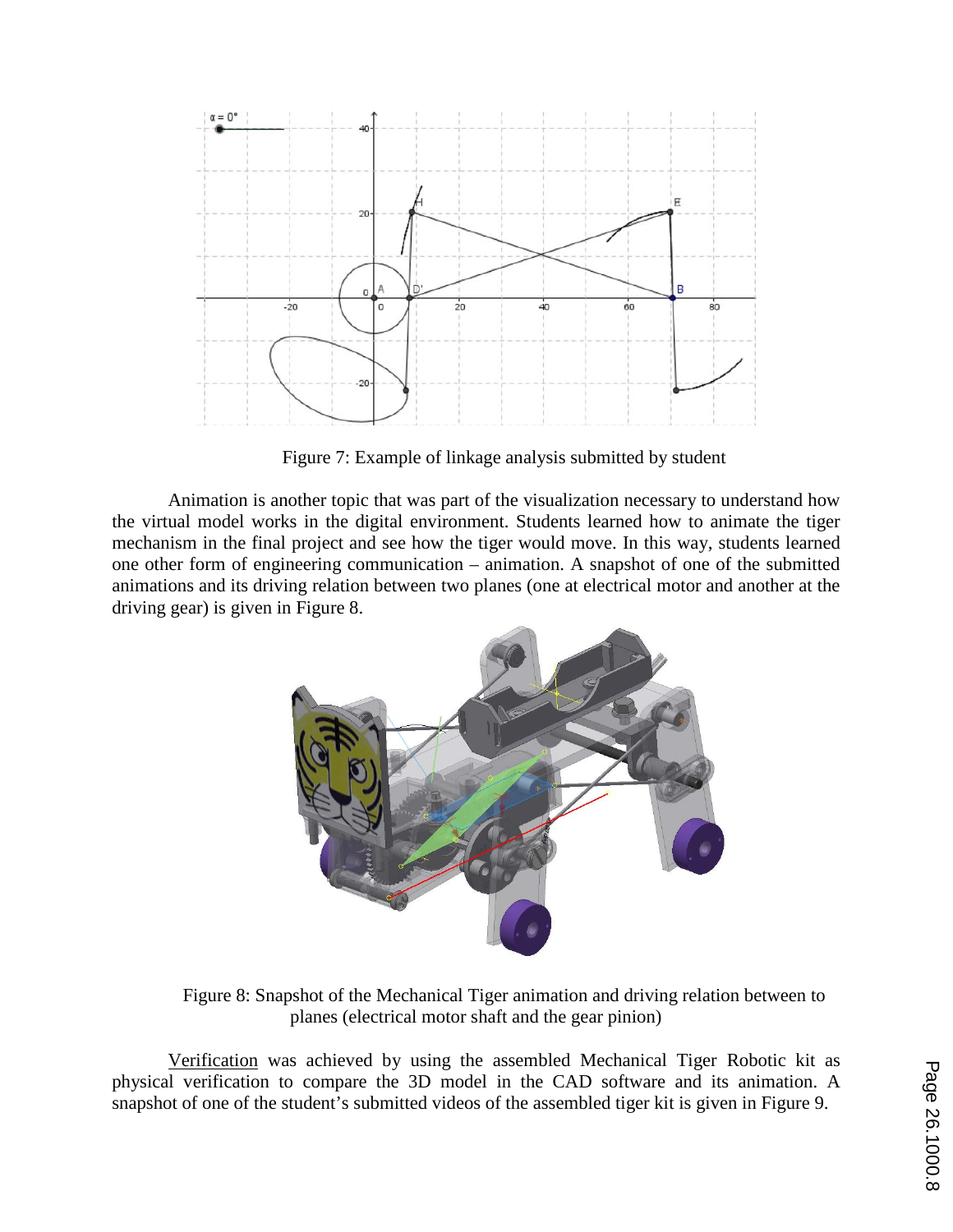Figure 7: Example of linkage analysis submitted by student

Animation is another topic that was part of the visualization necessary to understand how the virtual model works in the digital environment. Students learned how to animate the tiger mechanism in the final project and see how the tiger would move. In this way, students learned one other form of engineering communication – animation. A snapshot of one of the submitted animations and its driving relation between two planes (one at electrical motor and another at the driving gear) is given in Figure 8.

Figure 8: Snapshot of the Mechanical Tiger animation and driving relation between to planes (electrical motor shaft and the gear pinion)

Verification was achieved by using the assembled Mechanical Tiger Robotic kit as physical verification to compare the 3D model in the CAD software and its animation. A snapshot of one of the student's submitted videos of the assembled tiger kit is given in Figure 9.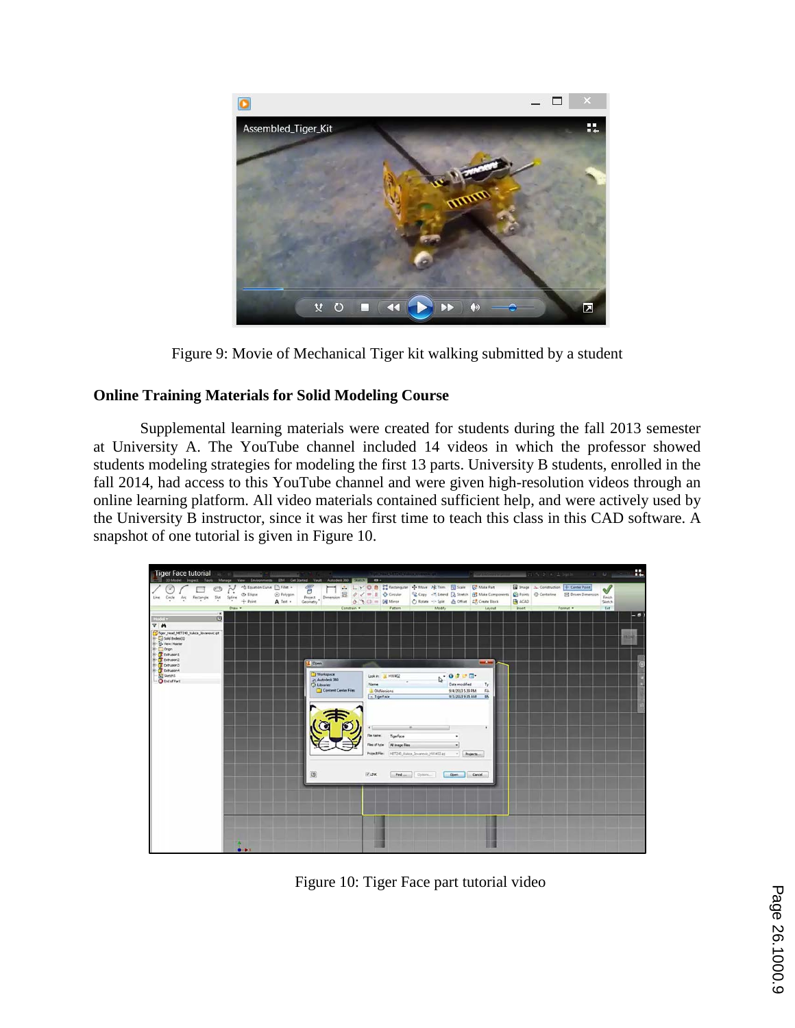Figure 9: Movie of Mechanical Tiger kit walking submitted by a student

## Online Training Materials for Solid Modeling Course

Supplemental learning materials were created for students during the fall 2013 semester at University A. The YouTube channel included 14 videos in which the professor showed students modeling strategies for modeling the first 13 parts. University B students, enrolled in the fall 2014, had access to this YouTube channel and were given high-resolution videos through an online learning platform. All video materials contained sufficient help, and were actively used by the University B instructor, since it was her first time to teach this class in this CAD software. A snapshot of one tutorial is given in Figure 10.

Figure 10: Tiger Face part tutorial video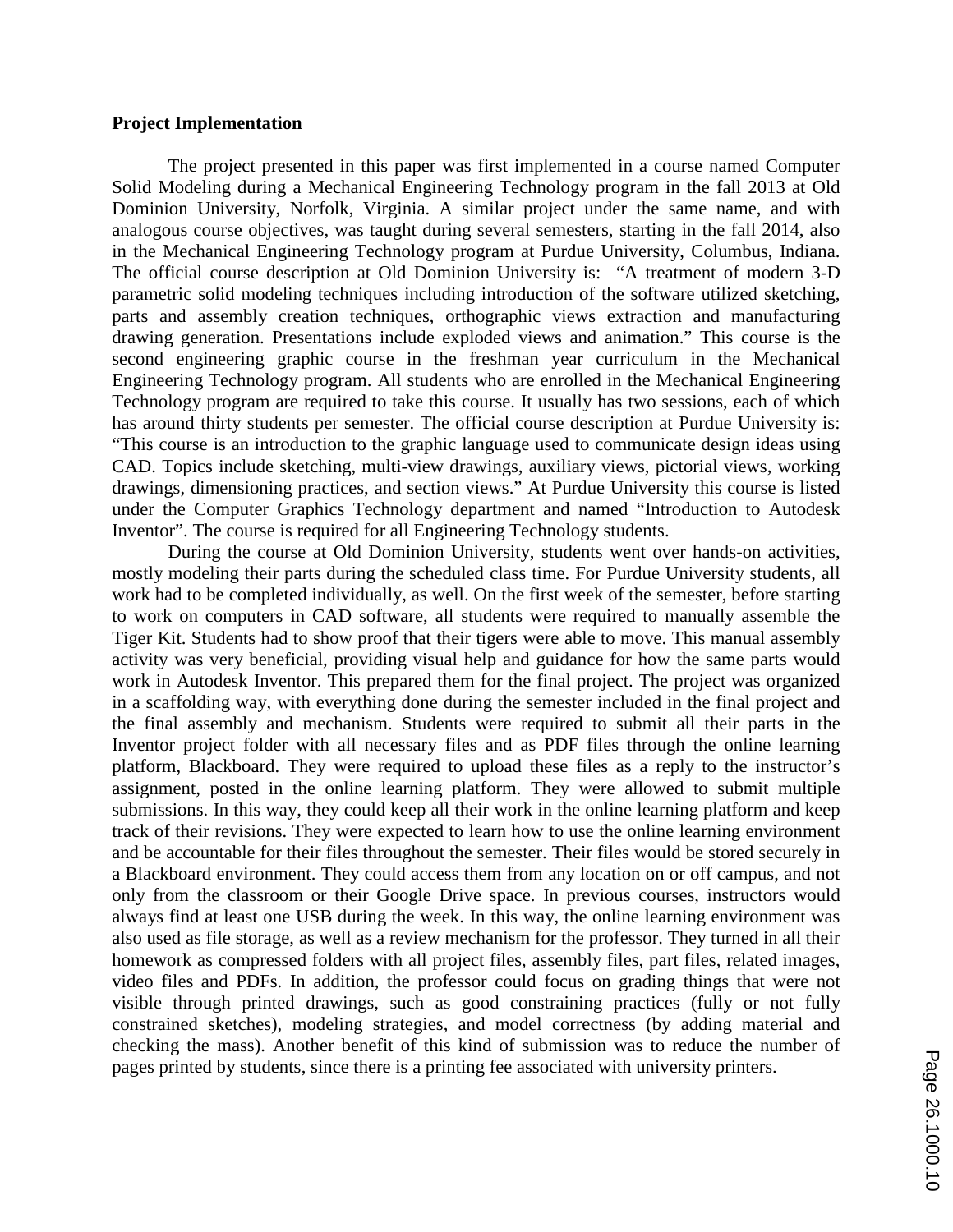**Project Implementation**

The project presented in this paper was first implemented in a course named Computer Solid Modeling during a Mechanical Engineering Technology program in the fall 2013 at Old Dominion University, Norfolk, Virginia. A similar project under the same name, and with analogous course objectives, was taught during several semesters, starting in the fall 2014, also in the Mechanical Engineering Technology program at Purdue University, Columbus, Indiana. The official course description at Old Dominion University is: "A treatment of modern 3-D parametric solid modeling techniques including introduction of the software utilized sketching, parts and assembly creation techniques, orthographic views extraction and manufacturing drawing generation. Presentations include exploded views and animation." This course is the second engineering graphic course in the freshman year curriculum in the Mechanical Engineering Technology program. All students who are enrolled in the Mechanical Engineering Technology program are required to take this course. It usually has two sessions, each of which has around thirty students per semester. The official course description at Purdue University is: "This course is an introduction to the graphic language used to communicate design ideas using CAD. Topics include sketching, multi-view drawings, auxiliary views, pictorial views, working drawings, dimensioning practices, and section views." At Purdue University this course is listed under the Computer Graphics Technology department and named "Introduction to Autodesk Inventor". The course is required for all Engineering Technology students.

During the course at Old Dominion University, students went over hands-on activities, mostly modeling their parts during the scheduled class time. For Purdue University students, all work had to be completed individually, as well. On the first week of the semester, before starting to work on computers in CAD software, all students were required to manually assemble the Tiger Kit. Students had to show proof that their tigers were able to move. This manual assembly activity was very beneficial, providing visual help and guidance for how the same parts would work in Autodesk Inventor. This prepared them for the final project. The project was organized in a scaffolding way, with everything done during the semester included in the final project and the final assembly and mechanism. Students were required to submit all their parts in the Inventor project folder with all necessary files and as PDF files through the online learning platform, Blackboard. They were required to upload these files as a reply to the instructor's assignment, posted in the online learning platform. They were allowed to submit multiple submissions. In this way, they could keep all their work in the online learning platform and keep track of their revisions. They were expected to learn how to use the online learning environment and be accountable for their files throughout the semester. Their files would be stored securely in a Blackboard environment. They could access them from any location on or off campus, and not only from the classroom or their Google Drive space. In previous courses, instructors would always find at least one USB during the week. In this way, the online learning environment was also used as file storage, as well as a review mechanism for the professor. They turned in all their homework as compressed folders with all project files, assembly files, part files, related images, video files and PDFs. In addition, the professor could focus on grading things that were not visible through printed drawings, such as good constraining practices (fully or not fully constrained sketches), modeling strategies, and model correctness (by adding material and checking the mass). Another benefit of this kind of submission was to reduce the number of pages printed by students, since there is a printing fee associated with university printers.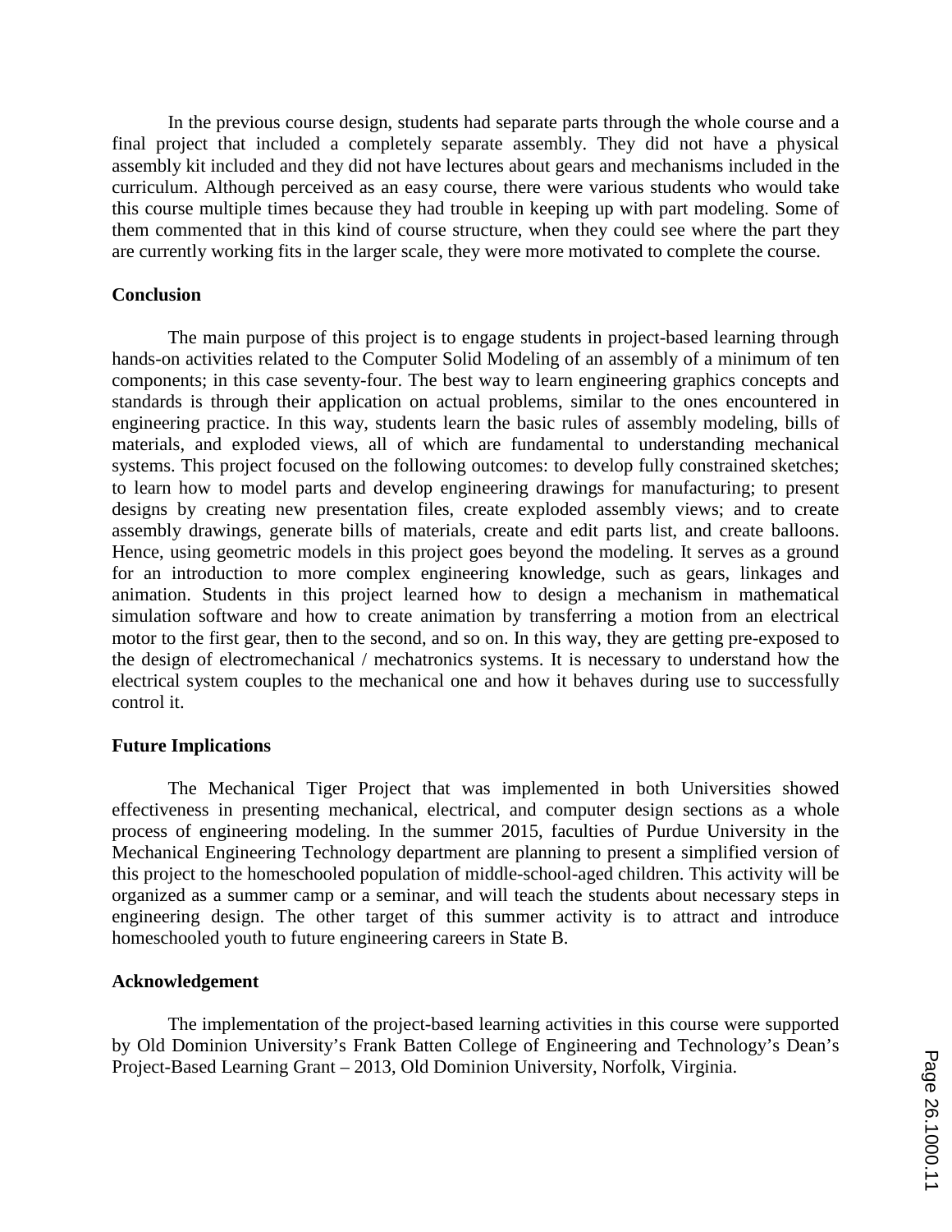In the previous course design, students had separate parts through the whole course and a final project that included a completely separate assembly. They did not have a physical assembly kit included and they did not have lectures about gears and mechanisms included in the curriculum. Although perceived as an easy course, there were various students who would take this course multiple times because they had trouble in keeping up with part modeling. Some of them commented that in this kind of course structure, when they could see where the part they are currently working fits in the larger scale, they were more motivated to complete the course.

**Conclusion**

The main purpose of this project is to engage students in project-based learning through hands-on activities related to the Computer Solid Modeling of an assembly of a minimum of ten components; in this case seventy-four. The best way to learn engineering graphics concepts and standards is through their application on actual problems, similar to the ones encountered in engineering practice. In this way, students learn the basic rules of assembly modeling, bills of materials, and exploded views, all of which are fundamental to understanding mechanical systems. This project focused on the following outcomes: to develop fully constrained sketches; to learn how to model parts and develop engineering drawings for manufacturing; to present designs by creating new presentation files, create exploded assembly views; and to create assembly drawings, generate bills of materials, create and edit parts list, and create balloons. Hence, using geometric models in this project goes beyond the modeling. It serves as a ground for an introduction to more complex engineering knowledge, such as gears, linkages and animation. Students in this project learned how to design a mechanism in mathematical simulation software and how to create animation by transferring a motion from an electrical motor to the first gear, then to the second, and so on. In this way, they are getting pre-exposed to the design of electromechanical / mechatronics systems. It is necessary to understand how the electrical system couples to the mechanical one and how it behaves during use to successfully control it.

**Future Implications**

The Mechanical Tiger Project that was implemented in both Universities showed effectiveness in presenting mechanical, electrical, and computer design sections as a whole process of engineering modeling. In the summer 2015, faculties of Purdue University in the Mechanical Engineering Technology department are planning to present a simplified version of this project to the homeschooled population of middle-school-aged children. This activity will be organized as a summer camp or a seminar, and will teach the students about necessary steps in engineering design. The other target of this summer activity is to attract and introduce homeschooled youth to future engineering careers in State B.

**Acknowledgement**

The implementation of the project-based learning activities in this course were supported by Old Dominion University's Frank Batten College of Engineering and Technology's Dean's Project-Based Learning Grant – 2013, Old Dominion University, Norfolk, Virginia.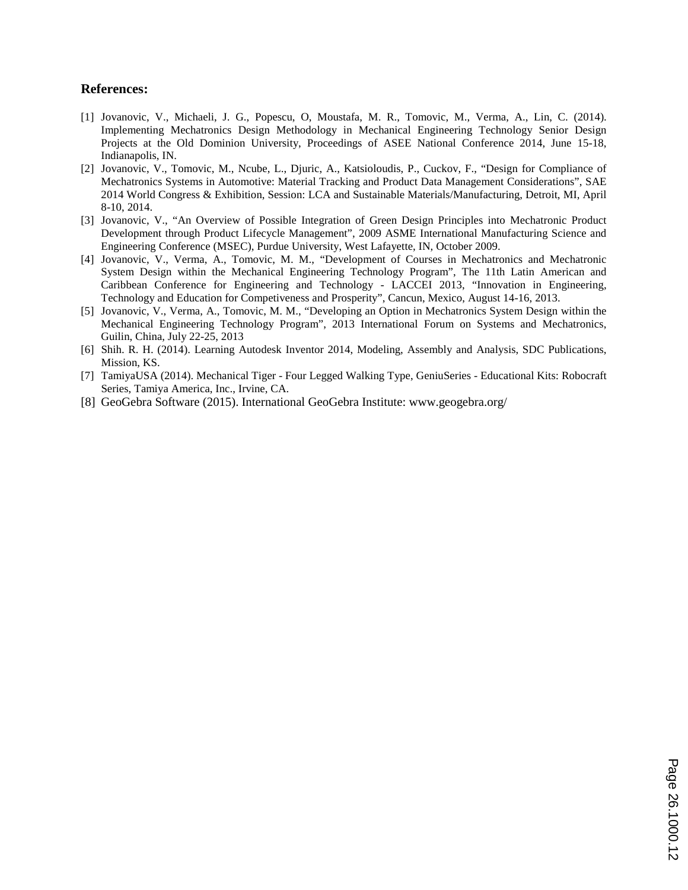**References:**

[1] Jovanovic, V., Michaeli, J. G., Popescu, O, Moustafa, M. R., Tomovic, M., Verma, A., Lin, C. (2014). Implementing Mechatronics Design Methodology in Mechanical Engineering Technology Senior Design Projects at the Old Dominion University, Proceedings of ASEE National Conference 2014, June 15-18, Indianapolis, IN.

[2] Jovanovic, V., Tomovic, M., Ncube, L., Djuric, A., Katsioloudis, P., Cuckov, F., "Design for Compliance of Mechatronics Systems in Automotive: Material Tracking and Product Data Management Considerations", SAE 2014 World Congress & Exhibition, Session: LCA and Sustainable Materials/Manufacturing, Detroit, MI, April 8-10, 2014.

[3] Jovanovic, V., "An Overview of Possible Integration of Green Design Principles into Mechatronic Product Development through Product Lifecycle Management", 2009 ASME International Manufacturing Science and Engineering Conference (MSEC), Purdue University, West Lafayette, IN, October 2009.

[4] Jovanovic, V., Verma, A., Tomovic, M. M., "Development of Courses in Mechatronics and Mechatronic System Design within the Mechanical Engineering Technology Program", The 11th Latin American and Caribbean Conference for Engineering and Technology - LACCEI 2013, "Innovation in Engineering, Technology and Education for Competiveness and Prosperity", Cancun, Mexico, August 14-16, 2013.

[5] Jovanovic, V., Verma, A., Tomovic, M. M., "Developing an Option in Mechatronics System Design within the Mechanical Engineering Technology Program", 2013 International Forum on Systems and Mechatronics, Guilin, China, July 22-25, 2013

[6] Shih. R. H. (2014). Learning Autodesk Inventor 2014, Modeling, Assembly and Analysis, SDC Publications, Mission, KS.

[7] TamiyaUSA (2014). Mechanical Tiger - Four Legged Walking Type, GeniuSeries - Educational Kits: Robocraft Series, Tamiya America, Inc., Irvine, CA.

[8] GeoGebra Software (2015). International GeoGebra Institute: www.geogebra.org/